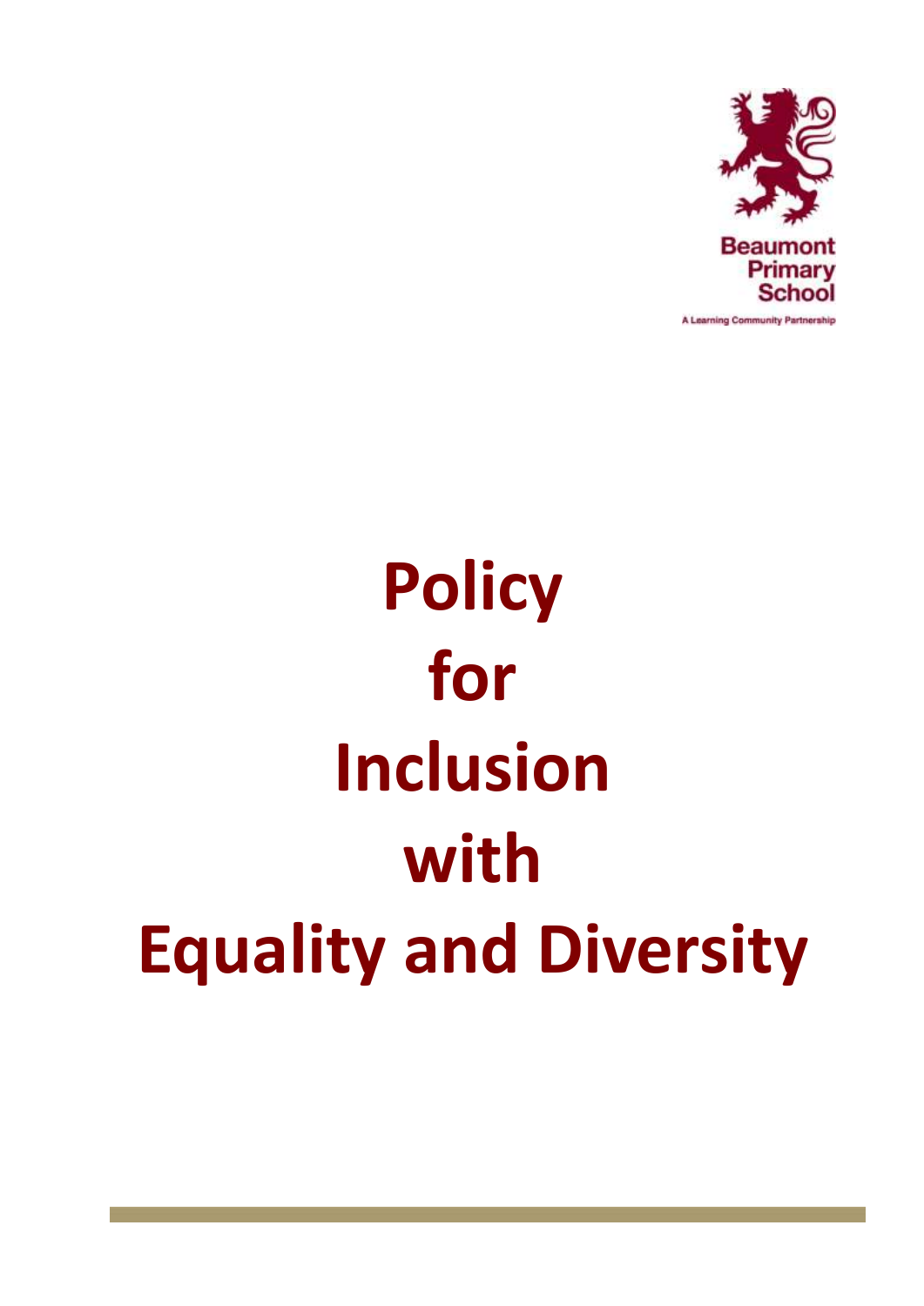Beaumont Primary School

A Learning Community Partnership

# Policy for Inclusion with Equality and Diversity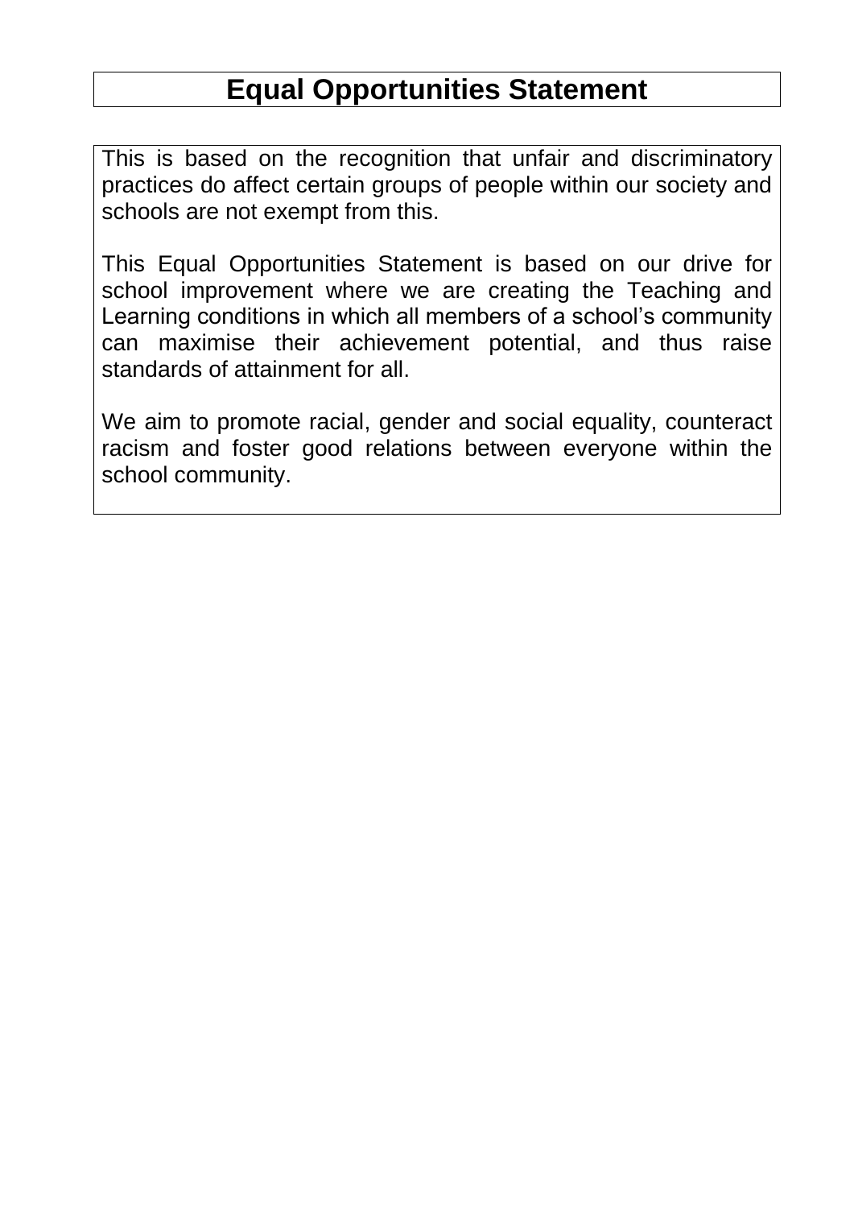# Equal Opportunities Statement

This is based on the recognition that unfair and discriminatory practices do affect certain groups of people within our society and schools are not exempt from this.

This Equal Opportunities Statement is based on our drive for school improvement where we are creating the Teaching and Learning conditions in which all members of a school's community can maximise their achievement potential, and thus raise standards of attainment for all.

We aim to promote racial, gender and social equality, counteract racism and foster good relations between everyone within the school community.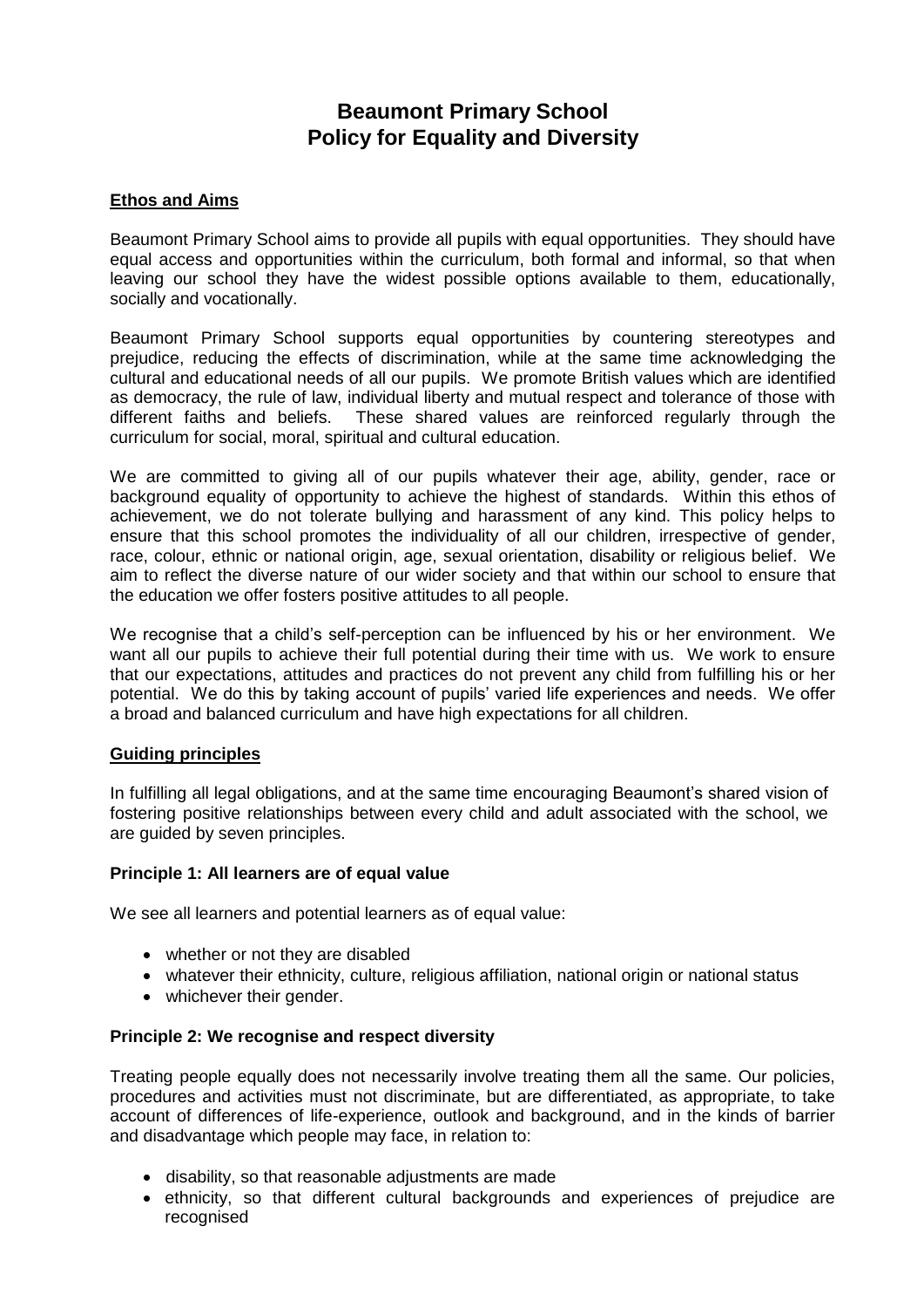# Beaumont Primary School
# Policy for Equality and Diversity

## Ethos and Aims

Beaumont Primary School aims to provide all pupils with equal opportunities. They should have equal access and opportunities within the curriculum, both formal and informal, so that when leaving our school they have the widest possible options available to them, educationally, socially and vocationally.

Beaumont Primary School supports equal opportunities by countering stereotypes and prejudice, reducing the effects of discrimination, while at the same time acknowledging the cultural and educational needs of all our pupils. We promote British values which are identified as democracy, the rule of law, individual liberty and mutual respect and tolerance of those with different faiths and beliefs. These shared values are reinforced regularly through the curriculum for social, moral, spiritual and cultural education.

We are committed to giving all of our pupils whatever their age, ability, gender, race or background equality of opportunity to achieve the highest of standards. Within this ethos of achievement, we do not tolerate bullying and harassment of any kind. This policy helps to ensure that this school promotes the individuality of all our children, irrespective of gender, race, colour, ethnic or national origin, age, sexual orientation, disability or religious belief. We aim to reflect the diverse nature of our wider society and that within our school to ensure that the education we offer fosters positive attitudes to all people.

We recognise that a child's self-perception can be influenced by his or her environment. We want all our pupils to achieve their full potential during their time with us. We work to ensure that our expectations, attitudes and practices do not prevent any child from fulfilling his or her potential. We do this by taking account of pupils' varied life experiences and needs. We offer a broad and balanced curriculum and have high expectations for all children.

## Guiding principles

In fulfilling all legal obligations, and at the same time encouraging Beaumont's shared vision of fostering positive relationships between every child and adult associated with the school, we are guided by seven principles.

### Principle 1: All learners are of equal value

We see all learners and potential learners as of equal value:

- whether or not they are disabled
- whatever their ethnicity, culture, religious affiliation, national origin or national status
- whichever their gender.

### Principle 2: We recognise and respect diversity

Treating people equally does not necessarily involve treating them all the same. Our policies, procedures and activities must not discriminate, but are differentiated, as appropriate, to take account of differences of life-experience, outlook and background, and in the kinds of barrier and disadvantage which people may face, in relation to:

- disability, so that reasonable adjustments are made
- ethnicity, so that different cultural backgrounds and experiences of prejudice are recognised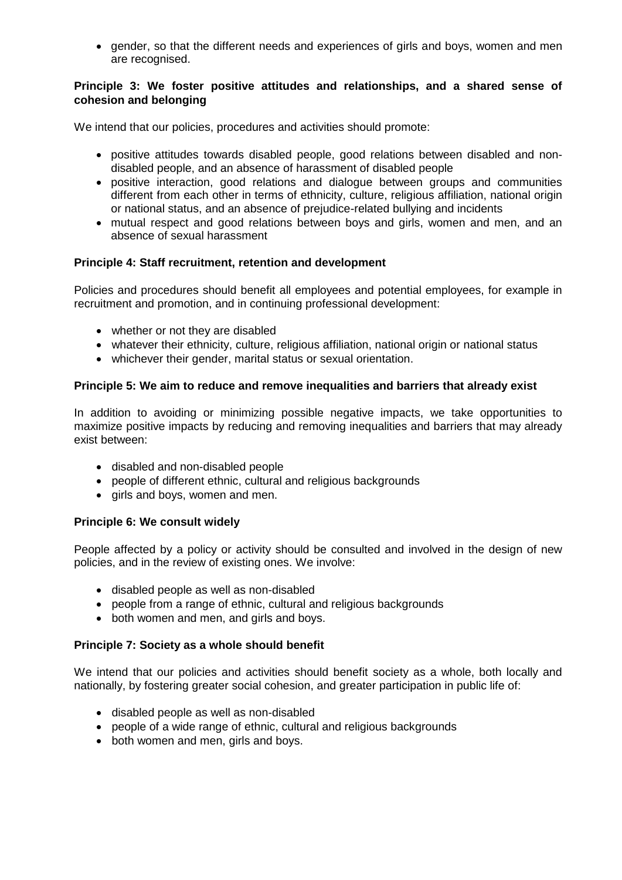- gender, so that the different needs and experiences of girls and boys, women and men are recognised.

**Principle 3: We foster positive attitudes and relationships, and a shared sense of cohesion and belonging**

We intend that our policies, procedures and activities should promote:

- positive attitudes towards disabled people, good relations between disabled and non-disabled people, and an absence of harassment of disabled people
- positive interaction, good relations and dialogue between groups and communities different from each other in terms of ethnicity, culture, religious affiliation, national origin or national status, and an absence of prejudice-related bullying and incidents
- mutual respect and good relations between boys and girls, women and men, and an absence of sexual harassment

**Principle 4: Staff recruitment, retention and development**

Policies and procedures should benefit all employees and potential employees, for example in recruitment and promotion, and in continuing professional development:

- whether or not they are disabled
- whatever their ethnicity, culture, religious affiliation, national origin or national status
- whichever their gender, marital status or sexual orientation.

**Principle 5: We aim to reduce and remove inequalities and barriers that already exist**

In addition to avoiding or minimizing possible negative impacts, we take opportunities to maximize positive impacts by reducing and removing inequalities and barriers that may already exist between:

- disabled and non-disabled people
- people of different ethnic, cultural and religious backgrounds
- girls and boys, women and men.

**Principle 6: We consult widely**

People affected by a policy or activity should be consulted and involved in the design of new policies, and in the review of existing ones. We involve:

- disabled people as well as non-disabled
- people from a range of ethnic, cultural and religious backgrounds
- both women and men, and girls and boys.

**Principle 7: Society as a whole should benefit**

We intend that our policies and activities should benefit society as a whole, both locally and nationally, by fostering greater social cohesion, and greater participation in public life of:

- disabled people as well as non-disabled
- people of a wide range of ethnic, cultural and religious backgrounds
- both women and men, girls and boys.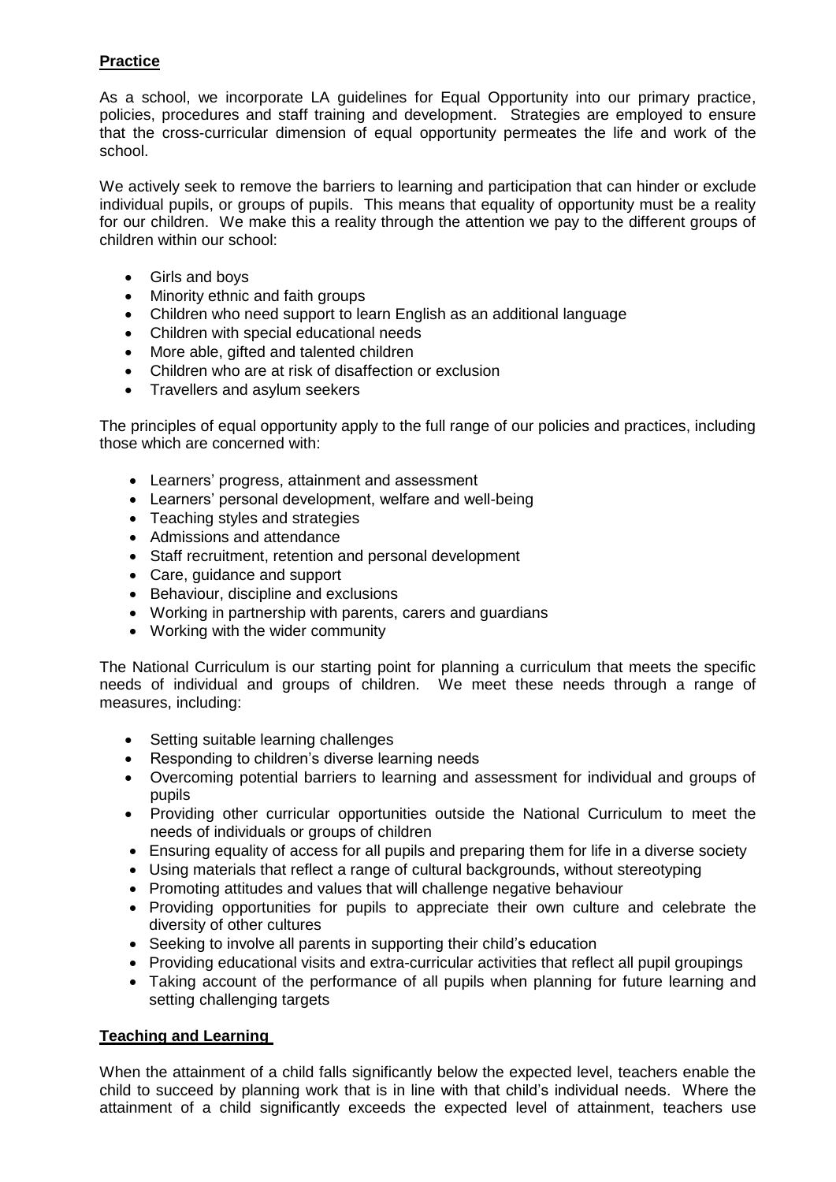**Practice**

As a school, we incorporate LA guidelines for Equal Opportunity into our primary practice, policies, procedures and staff training and development. Strategies are employed to ensure that the cross-curricular dimension of equal opportunity permeates the life and work of the school.

We actively seek to remove the barriers to learning and participation that can hinder or exclude individual pupils, or groups of pupils. This means that equality of opportunity must be a reality for our children. We make this a reality through the attention we pay to the different groups of children within our school:

- Girls and boys
- Minority ethnic and faith groups
- Children who need support to learn English as an additional language
- Children with special educational needs
- More able, gifted and talented children
- Children who are at risk of disaffection or exclusion
- Travellers and asylum seekers

The principles of equal opportunity apply to the full range of our policies and practices, including those which are concerned with:

- Learners' progress, attainment and assessment
- Learners' personal development, welfare and well-being
- Teaching styles and strategies
- Admissions and attendance
- Staff recruitment, retention and personal development
- Care, guidance and support
- Behaviour, discipline and exclusions
- Working in partnership with parents, carers and guardians
- Working with the wider community

The National Curriculum is our starting point for planning a curriculum that meets the specific needs of individual and groups of children. We meet these needs through a range of measures, including:

- Setting suitable learning challenges
- Responding to children's diverse learning needs
- Overcoming potential barriers to learning and assessment for individual and groups of pupils
- Providing other curricular opportunities outside the National Curriculum to meet the needs of individuals or groups of children
- Ensuring equality of access for all pupils and preparing them for life in a diverse society
- Using materials that reflect a range of cultural backgrounds, without stereotyping
- Promoting attitudes and values that will challenge negative behaviour
- Providing opportunities for pupils to appreciate their own culture and celebrate the diversity of other cultures
- Seeking to involve all parents in supporting their child's education
- Providing educational visits and extra-curricular activities that reflect all pupil groupings
- Taking account of the performance of all pupils when planning for future learning and setting challenging targets

**Teaching and Learning**

When the attainment of a child falls significantly below the expected level, teachers enable the child to succeed by planning work that is in line with that child's individual needs. Where the attainment of a child significantly exceeds the expected level of attainment, teachers use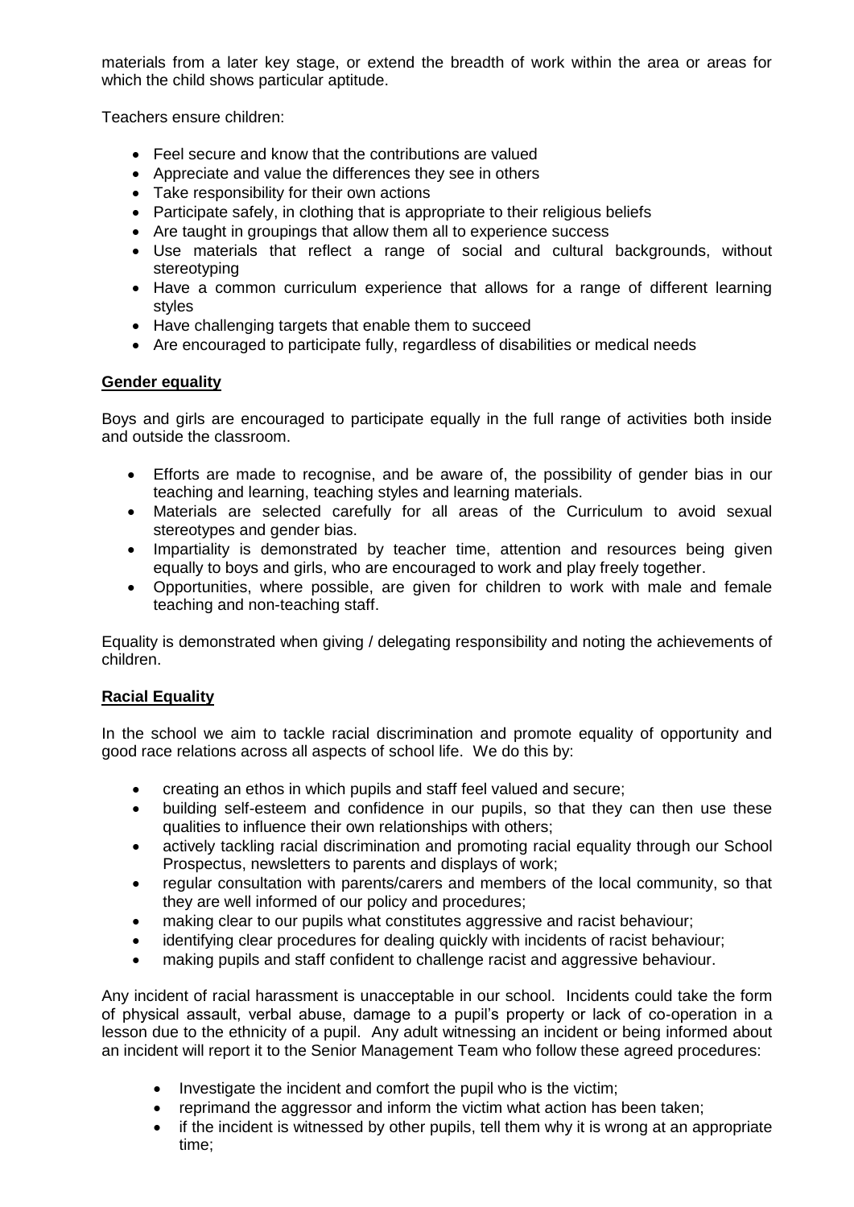materials from a later key stage, or extend the breadth of work within the area or areas for which the child shows particular aptitude.

Teachers ensure children:

- Feel secure and know that the contributions are valued
- Appreciate and value the differences they see in others
- Take responsibility for their own actions
- Participate safely, in clothing that is appropriate to their religious beliefs
- Are taught in groupings that allow them all to experience success
- Use materials that reflect a range of social and cultural backgrounds, without stereotyping
- Have a common curriculum experience that allows for a range of different learning styles
- Have challenging targets that enable them to succeed
- Are encouraged to participate fully, regardless of disabilities or medical needs

**Gender equality**

Boys and girls are encouraged to participate equally in the full range of activities both inside and outside the classroom.

- Efforts are made to recognise, and be aware of, the possibility of gender bias in our teaching and learning, teaching styles and learning materials.
- Materials are selected carefully for all areas of the Curriculum to avoid sexual stereotypes and gender bias.
- Impartiality is demonstrated by teacher time, attention and resources being given equally to boys and girls, who are encouraged to work and play freely together.
- Opportunities, where possible, are given for children to work with male and female teaching and non-teaching staff.

Equality is demonstrated when giving / delegating responsibility and noting the achievements of children.

**Racial Equality**

In the school we aim to tackle racial discrimination and promote equality of opportunity and good race relations across all aspects of school life. We do this by:

- creating an ethos in which pupils and staff feel valued and secure;
- building self-esteem and confidence in our pupils, so that they can then use these qualities to influence their own relationships with others;
- actively tackling racial discrimination and promoting racial equality through our School Prospectus, newsletters to parents and displays of work;
- regular consultation with parents/carers and members of the local community, so that they are well informed of our policy and procedures;
- making clear to our pupils what constitutes aggressive and racist behaviour;
- identifying clear procedures for dealing quickly with incidents of racist behaviour;
- making pupils and staff confident to challenge racist and aggressive behaviour.

Any incident of racial harassment is unacceptable in our school. Incidents could take the form of physical assault, verbal abuse, damage to a pupil's property or lack of co-operation in a lesson due to the ethnicity of a pupil. Any adult witnessing an incident or being informed about an incident will report it to the Senior Management Team who follow these agreed procedures:

- Investigate the incident and comfort the pupil who is the victim;
- reprimand the aggressor and inform the victim what action has been taken;
- if the incident is witnessed by other pupils, tell them why it is wrong at an appropriate time;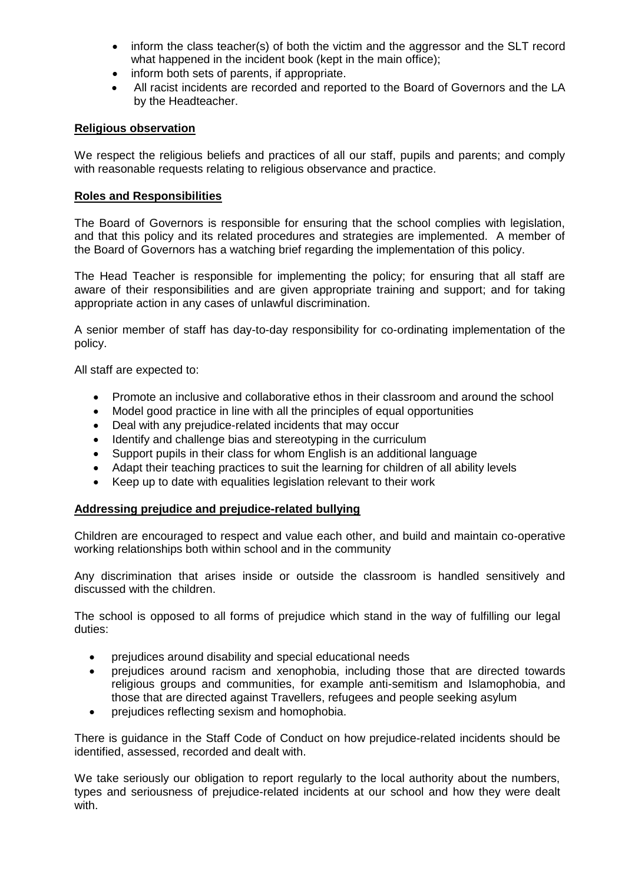- inform the class teacher(s) of both the victim and the aggressor and the SLT record what happened in the incident book (kept in the main office);
- inform both sets of parents, if appropriate.
- All racist incidents are recorded and reported to the Board of Governors and the LA by the Headteacher.

**Religious observation**

We respect the religious beliefs and practices of all our staff, pupils and parents; and comply with reasonable requests relating to religious observance and practice.

**Roles and Responsibilities**

The Board of Governors is responsible for ensuring that the school complies with legislation, and that this policy and its related procedures and strategies are implemented. A member of the Board of Governors has a watching brief regarding the implementation of this policy.

The Head Teacher is responsible for implementing the policy; for ensuring that all staff are aware of their responsibilities and are given appropriate training and support; and for taking appropriate action in any cases of unlawful discrimination.

A senior member of staff has day-to-day responsibility for co-ordinating implementation of the policy.

All staff are expected to:

- Promote an inclusive and collaborative ethos in their classroom and around the school
- Model good practice in line with all the principles of equal opportunities
- Deal with any prejudice-related incidents that may occur
- Identify and challenge bias and stereotyping in the curriculum
- Support pupils in their class for whom English is an additional language
- Adapt their teaching practices to suit the learning for children of all ability levels
- Keep up to date with equalities legislation relevant to their work

**Addressing prejudice and prejudice-related bullying**

Children are encouraged to respect and value each other, and build and maintain co-operative working relationships both within school and in the community

Any discrimination that arises inside or outside the classroom is handled sensitively and discussed with the children.

The school is opposed to all forms of prejudice which stand in the way of fulfilling our legal duties:

- prejudices around disability and special educational needs
- prejudices around racism and xenophobia, including those that are directed towards religious groups and communities, for example anti-semitism and Islamophobia, and those that are directed against Travellers, refugees and people seeking asylum
- prejudices reflecting sexism and homophobia.

There is guidance in the Staff Code of Conduct on how prejudice-related incidents should be identified, assessed, recorded and dealt with.

We take seriously our obligation to report regularly to the local authority about the numbers, types and seriousness of prejudice-related incidents at our school and how they were dealt with.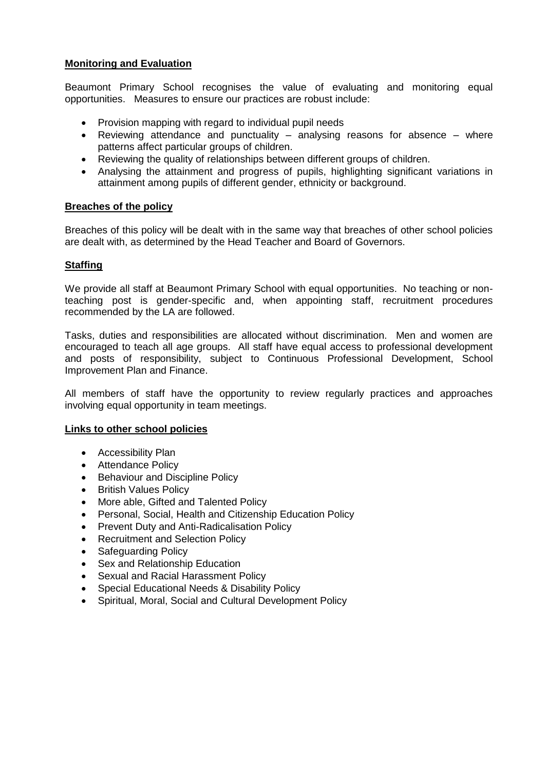## **Monitoring and Evaluation**

Beaumont Primary School recognises the value of evaluating and monitoring equal opportunities. Measures to ensure our practices are robust include:

- Provision mapping with regard to individual pupil needs
- Reviewing attendance and punctuality – analysing reasons for absence – where patterns affect particular groups of children.
- Reviewing the quality of relationships between different groups of children.
- Analysing the attainment and progress of pupils, highlighting significant variations in attainment among pupils of different gender, ethnicity or background.

## **Breaches of the policy**

Breaches of this policy will be dealt with in the same way that breaches of other school policies are dealt with, as determined by the Head Teacher and Board of Governors.

## **Staffing**

We provide all staff at Beaumont Primary School with equal opportunities. No teaching or non-teaching post is gender-specific and, when appointing staff, recruitment procedures recommended by the LA are followed.

Tasks, duties and responsibilities are allocated without discrimination. Men and women are encouraged to teach all age groups. All staff have equal access to professional development and posts of responsibility, subject to Continuous Professional Development, School Improvement Plan and Finance.

All members of staff have the opportunity to review regularly practices and approaches involving equal opportunity in team meetings.

## **Links to other school policies**

- Accessibility Plan
- Attendance Policy
- Behaviour and Discipline Policy
- British Values Policy
- More able, Gifted and Talented Policy
- Personal, Social, Health and Citizenship Education Policy
- Prevent Duty and Anti-Radicalisation Policy
- Recruitment and Selection Policy
- Safeguarding Policy
- Sex and Relationship Education
- Sexual and Racial Harassment Policy
- Special Educational Needs & Disability Policy
- Spiritual, Moral, Social and Cultural Development Policy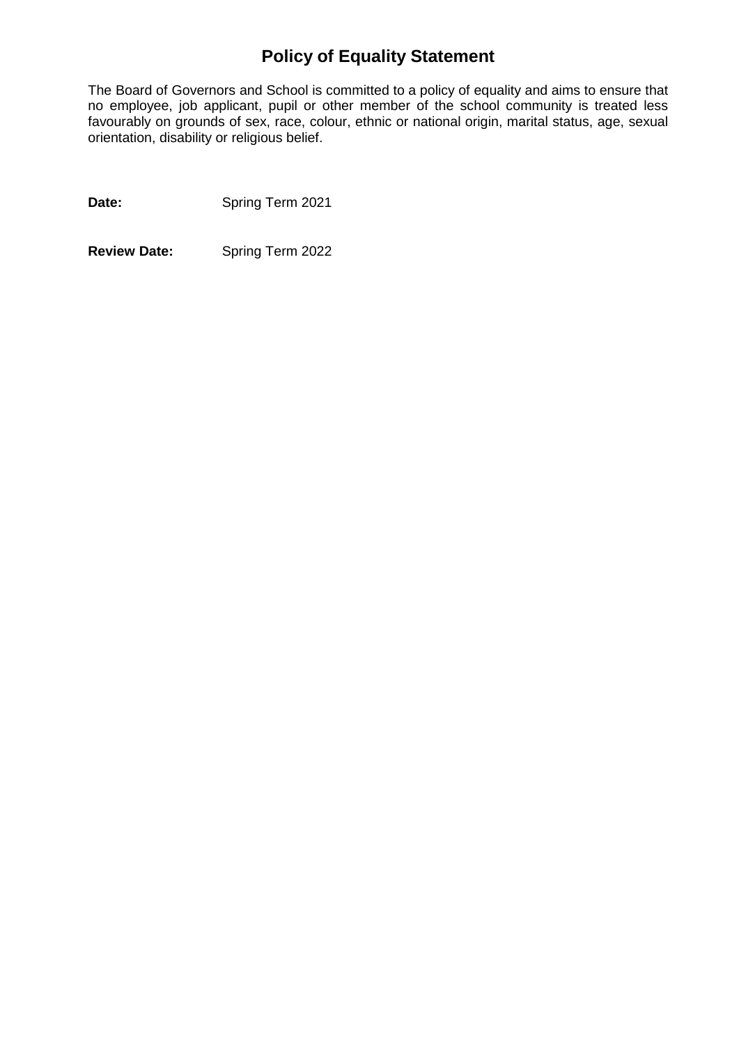# Policy of Equality Statement

The Board of Governors and School is committed to a policy of equality and aims to ensure that no employee, job applicant, pupil or other member of the school community is treated less favourably on grounds of sex, race, colour, ethnic or national origin, marital status, age, sexual orientation, disability or religious belief.

**Date:** Spring Term 2021

**Review Date:** Spring Term 2022